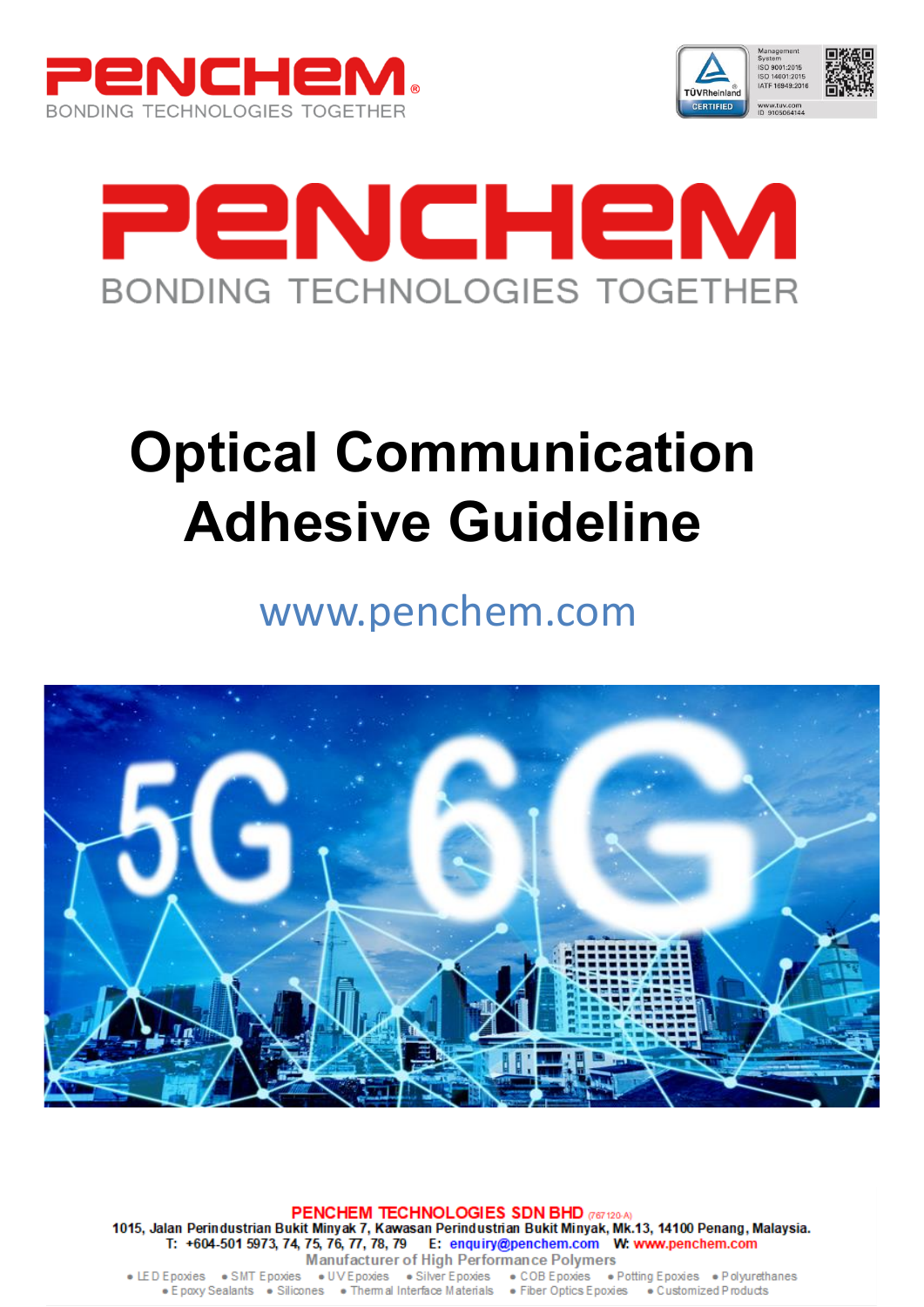# PENCHEM

BONDING TECHNOLOGIES TOGETHER

# Optical Communication Adhesive Guideline

www.penchem.com

**PENCHEM TECHNOLOGIES SDN BHD** (767120-A)

1015, Jalan Perindustrian Bukit Minyak 7, Kawasan Perindustrian Bukit Minyak, Mk.13, 14100 Penang, Malaysia.

T: +604-501 5973, 74, 75, 76, 77, 78, 79 E: enquiry@penchem.com W: www.penchem.com

Manufacturer of High Performance Polymers

• LED Epoxies • SMT Epoxies • UV Epoxies • Silver Epoxies • COB Epoxies • Potting Epoxies • Polyurethanes • Epoxy Sealants • Silicones • Thermal Interface Materials • Fiber Optics Epoxies • Customized Products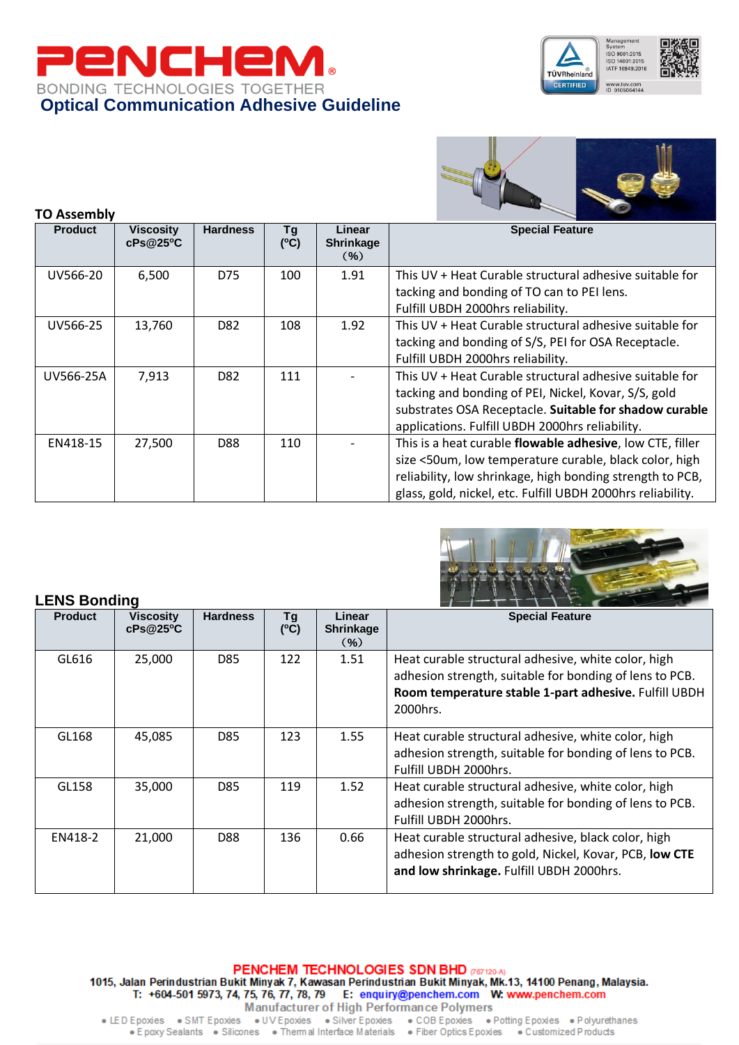# Optical Communication Adhesive Guideline

## TO Assembly

| Product | Viscosity cPs@25°C | Hardness | Tg (°C) | Linear Shrinkage (%) | Special Feature |
|---|---|---|---|---|---|
| UV566-20 | 6,500 | D75 | 100 | 1.91 | This UV + Heat Curable structural adhesive suitable for tacking and bonding of TO can to PEI lens. Fulfill UBDH 2000hrs reliability. |
| UV566-25 | 13,760 | D82 | 108 | 1.92 | This UV + Heat Curable structural adhesive suitable for tacking and bonding of S/S, PEI for OSA Receptacle. Fulfill UBDH 2000hrs reliability. |
| UV566-25A | 7,913 | D82 | 111 | - | This UV + Heat Curable structural adhesive suitable for tacking and bonding of PEI, Nickel, Kovar, S/S, gold substrates OSA Receptacle. **Suitable for shadow curable** applications. Fulfill UBDH 2000hrs reliability. |
| EN418-15 | 27,500 | D88 | 110 | - | This is a heat curable **flowable adhesive**, low CTE, filler size <50um, low temperature curable, black color, high reliability, low shrinkage, high bonding strength to PCB, glass, gold, nickel, etc. Fulfill UBDH 2000hrs reliability. |

## LENS Bonding

| Product | Viscosity cPs@25°C | Hardness | Tg (°C) | Linear Shrinkage (%) | Special Feature |
|---|---|---|---|---|---|
| GL616 | 25,000 | D85 | 122 | 1.51 | Heat curable structural adhesive, white color, high adhesion strength, suitable for bonding of lens to PCB. **Room temperature stable 1-part adhesive.** Fulfill UBDH 2000hrs. |
| GL168 | 45,085 | D85 | 123 | 1.55 | Heat curable structural adhesive, white color, high adhesion strength, suitable for bonding of lens to PCB. Fulfill UBDH 2000hrs. |
| GL158 | 35,000 | D85 | 119 | 1.52 | Heat curable structural adhesive, white color, high adhesion strength, suitable for bonding of lens to PCB. Fulfill UBDH 2000hrs. |
| EN418-2 | 21,000 | D88 | 136 | 0.66 | Heat curable structural adhesive, black color, high adhesion strength to gold, Nickel, Kovar, PCB, **low CTE and low shrinkage.** Fulfill UBDH 2000hrs. |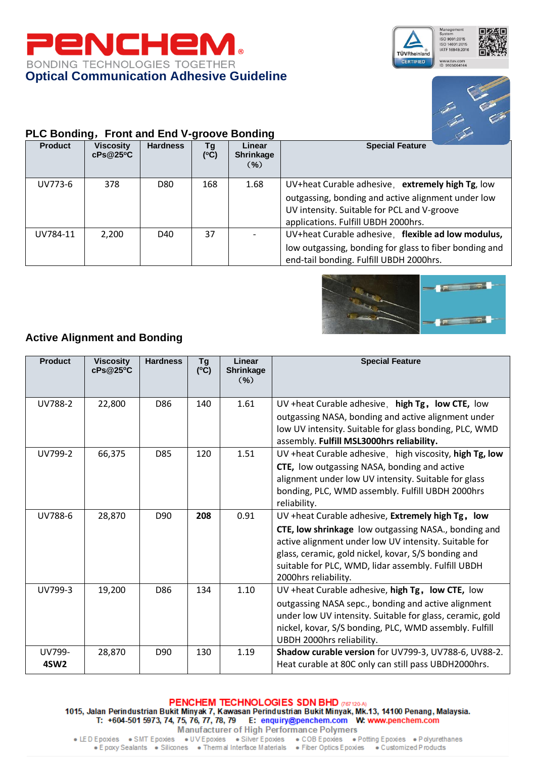# Optical Communication Adhesive Guideline

## PLC Bonding，Front and End V-groove Bonding

| Product | Viscosity cPs@25ºC | Hardness | Tg (ºC) | Linear Shrinkage (%) | Special Feature |
|---|---|---|---|---|---|
| UV773-6 | 378 | D80 | 168 | 1.68 | UV+heat Curable adhesive, **extremely high Tg**, low outgassing, bonding and active alignment under low UV intensity. Suitable for PCL and V-groove applications. Fulfill UBDH 2000hrs. |
| UV784-11 | 2,200 | D40 | 37 | - | UV+heat Curable adhesive, **flexible ad low modulus,** low outgassing, bonding for glass to fiber bonding and end-tail bonding. Fulfill UBDH 2000hrs. |

## Active Alignment and Bonding

| Product | Viscosity cPs@25ºC | Hardness | Tg (ºC) | Linear Shrinkage (%) | Special Feature |
|---|---|---|---|---|---|
| UV788-2 | 22,800 | D86 | 140 | 1.61 | UV +heat Curable adhesive, **high Tg, low CTE,** low outgassing NASA, bonding and active alignment under low UV intensity. Suitable for glass bonding, PLC, WMD assembly. **Fulfill MSL3000hrs reliability.** |
| UV799-2 | 66,375 | D85 | 120 | 1.51 | UV +heat Curable adhesive, high viscosity, **high Tg, low CTE,** low outgassing NASA, bonding and active alignment under low UV intensity. Suitable for glass bonding, PLC, WMD assembly. Fulfill UBDH 2000hrs reliability. |
| UV788-6 | 28,870 | D90 | **208** | 0.91 | UV +heat Curable adhesive, **Extremely high Tg, low CTE, low shrinkage** low outgassing NASA., bonding and active alignment under low UV intensity. Suitable for glass, ceramic, gold nickel, kovar, S/S bonding and suitable for PLC, WMD, lidar assembly. Fulfill UBDH 2000hrs reliability. |
| UV799-3 | 19,200 | D86 | 134 | 1.10 | UV +heat Curable adhesive, **high Tg, low CTE,** low outgassing NASA sepc., bonding and active alignment under low UV intensity. Suitable for glass, ceramic, gold nickel, kovar, S/S bonding, PLC, WMD assembly. Fulfill UBDH 2000hrs reliability. |
| UV799-**4SW2** | 28,870 | D90 | 130 | 1.19 | **Shadow curable version** for UV799-3, UV788-6, UV88-2. Heat curable at 80C only can still pass UBDH2000hrs. |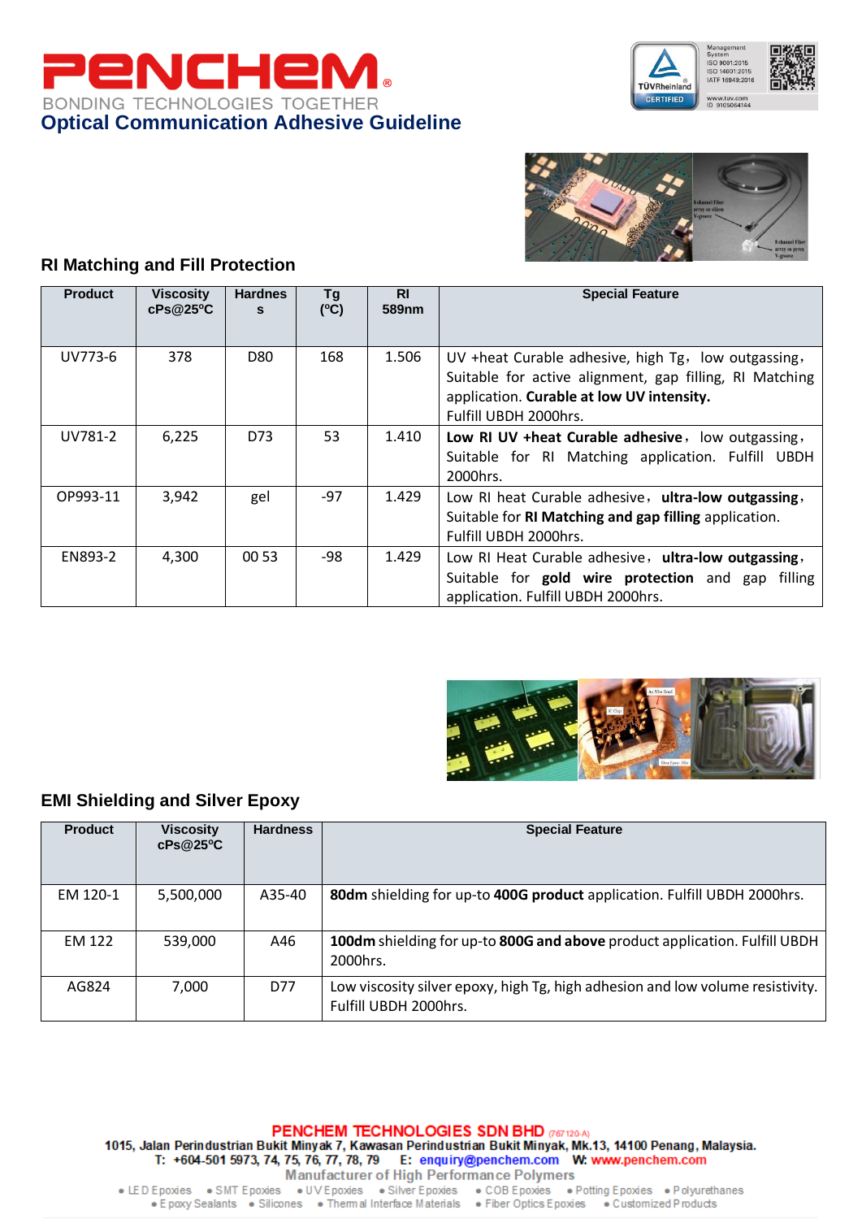# PENCHEM®

BONDING TECHNOLOGIES TOGETHER

## Optical Communication Adhesive Guideline

### RI Matching and Fill Protection

| Product | Viscosity cPs@25ºC | Hardness | Tg (ºC) | RI 589nm | Special Feature |
|---|---|---|---|---|---|
| UV773-6 | 378 | D80 | 168 | 1.506 | UV +heat Curable adhesive, high Tg, low outgassing, Suitable for active alignment, gap filling, RI Matching application. **Curable at low UV intensity.** Fulfill UBDH 2000hrs. |
| UV781-2 | 6,225 | D73 | 53 | 1.410 | **Low RI UV +heat Curable adhesive**, low outgassing, Suitable for RI Matching application. Fulfill UBDH 2000hrs. |
| OP993-11 | 3,942 | gel | -97 | 1.429 | Low RI heat Curable adhesive, **ultra-low outgassing**, Suitable for **RI Matching and gap filling** application. Fulfill UBDH 2000hrs. |
| EN893-2 | 4,300 | 00 53 | -98 | 1.429 | Low RI Heat Curable adhesive, **ultra-low outgassing**, Suitable for **gold wire protection** and gap filling application. Fulfill UBDH 2000hrs. |

### EMI Shielding and Silver Epoxy

| Product | Viscosity cPs@25ºC | Hardness | Special Feature |
|---|---|---|---|
| EM 120-1 | 5,500,000 | A35-40 | **80dm** shielding for up-to **400G product** application. Fulfill UBDH 2000hrs. |
| EM 122 | 539,000 | A46 | **100dm** shielding for up-to **800G and above** product application. Fulfill UBDH 2000hrs. |
| AG824 | 7,000 | D77 | Low viscosity silver epoxy, high Tg, high adhesion and low volume resistivity. Fulfill UBDH 2000hrs. |

**PENCHEM TECHNOLOGIES SDN BHD** (767120-A)
1015, Jalan Perindustrian Bukit Minyak 7, Kawasan Perindustrian Bukit Minyak, Mk.13, 14100 Penang, Malaysia.
T: +604-501 5973, 74, 75, 76, 77, 78, 79 E: enquiry@penchem.com W: www.penchem.com
Manufacturer of High Performance Polymers
• LED Epoxies • SMT Epoxies • UV Epoxies • Silver Epoxies • COB Epoxies • Potting Epoxies • Polyurethanes
• Epoxy Sealants • Silicones • Thermal Interface Materials • Fiber Optics Epoxies • Customized Products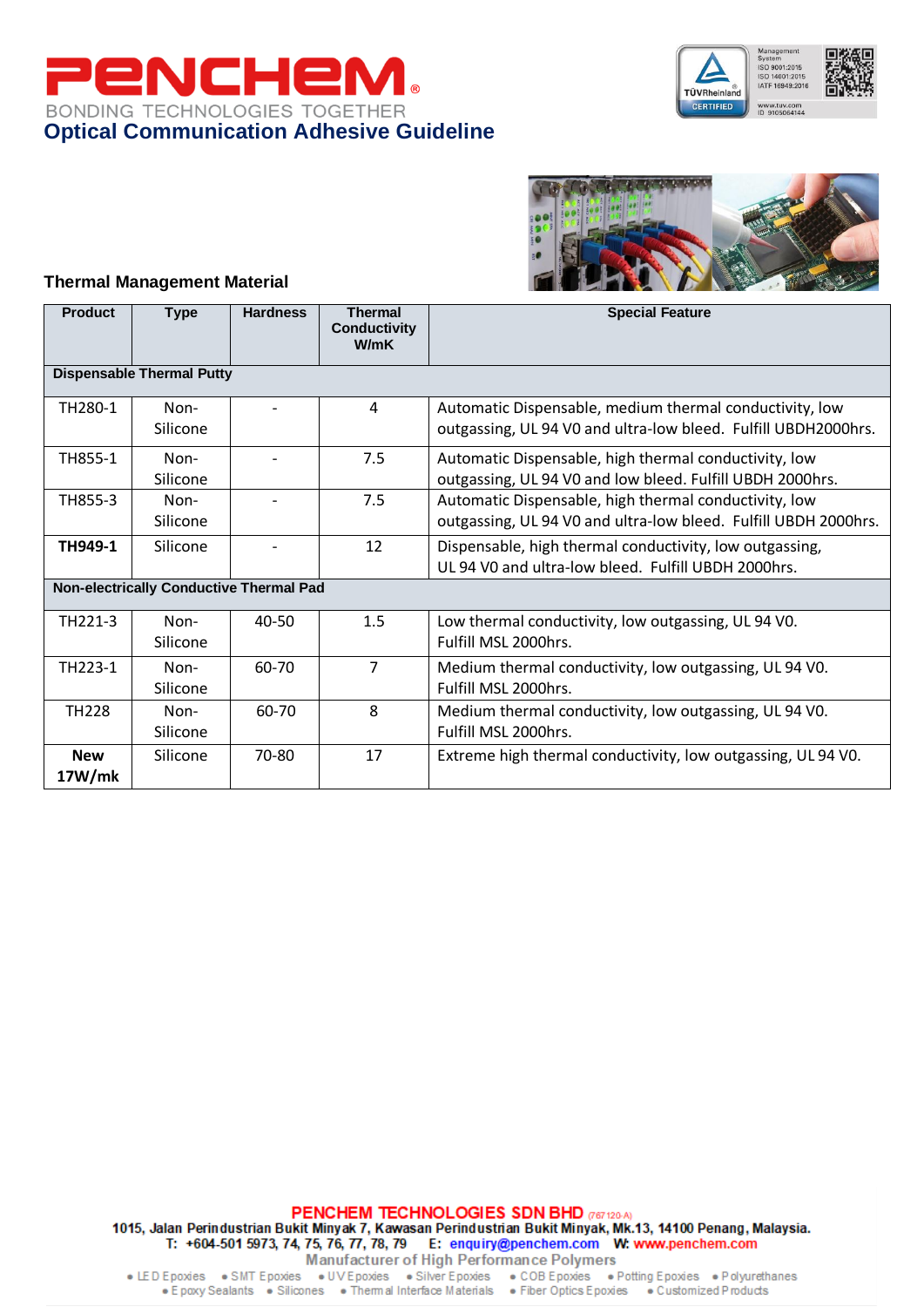**PENCHEM**
BONDING TECHNOLOGIES TOGETHER

## Optical Communication Adhesive Guideline

### Thermal Management Material

| Product | Type | Hardness | Thermal Conductivity W/mK | Special Feature |
|---|---|---|---|---|
| **Dispensable Thermal Putty** | | | | |
| TH280-1 | Non-Silicone | - | 4 | Automatic Dispensable, medium thermal conductivity, low outgassing, UL 94 V0 and ultra-low bleed. Fulfill UBDH2000hrs. |
| TH855-1 | Non-Silicone | - | 7.5 | Automatic Dispensable, high thermal conductivity, low outgassing, UL 94 V0 and low bleed. Fulfill UBDH 2000hrs. |
| TH855-3 | Non-Silicone | - | 7.5 | Automatic Dispensable, high thermal conductivity, low outgassing, UL 94 V0 and ultra-low bleed. Fulfill UBDH 2000hrs. |
| **TH949-1** | Silicone | - | 12 | Dispensable, high thermal conductivity, low outgassing, UL 94 V0 and ultra-low bleed. Fulfill UBDH 2000hrs. |
| **Non-electrically Conductive Thermal Pad** | | | | |
| TH221-3 | Non-Silicone | 40-50 | 1.5 | Low thermal conductivity, low outgassing, UL 94 V0. Fulfill MSL 2000hrs. |
| TH223-1 | Non-Silicone | 60-70 | 7 | Medium thermal conductivity, low outgassing, UL 94 V0. Fulfill MSL 2000hrs. |
| TH228 | Non-Silicone | 60-70 | 8 | Medium thermal conductivity, low outgassing, UL 94 V0. Fulfill MSL 2000hrs. |
| **New 17W/mk** | Silicone | 70-80 | 17 | Extreme high thermal conductivity, low outgassing, UL 94 V0. |

**PENCHEM TECHNOLOGIES SDN BHD** (767120-A)
1015, Jalan Perindustrian Bukit Minyak 7, Kawasan Perindustrian Bukit Minyak, Mk.13, 14100 Penang, Malaysia.
T: +604-501 5973, 74, 75, 76, 77, 78, 79 E: enquiry@penchem.com W: www.penchem.com
Manufacturer of High Performance Polymers
• LED Epoxies • SMT Epoxies • UV Epoxies • Silver Epoxies • COB Epoxies • Potting Epoxies • Polyurethanes
• Epoxy Sealants • Silicones • Thermal Interface Materials • Fiber Optics Epoxies • Customized Products